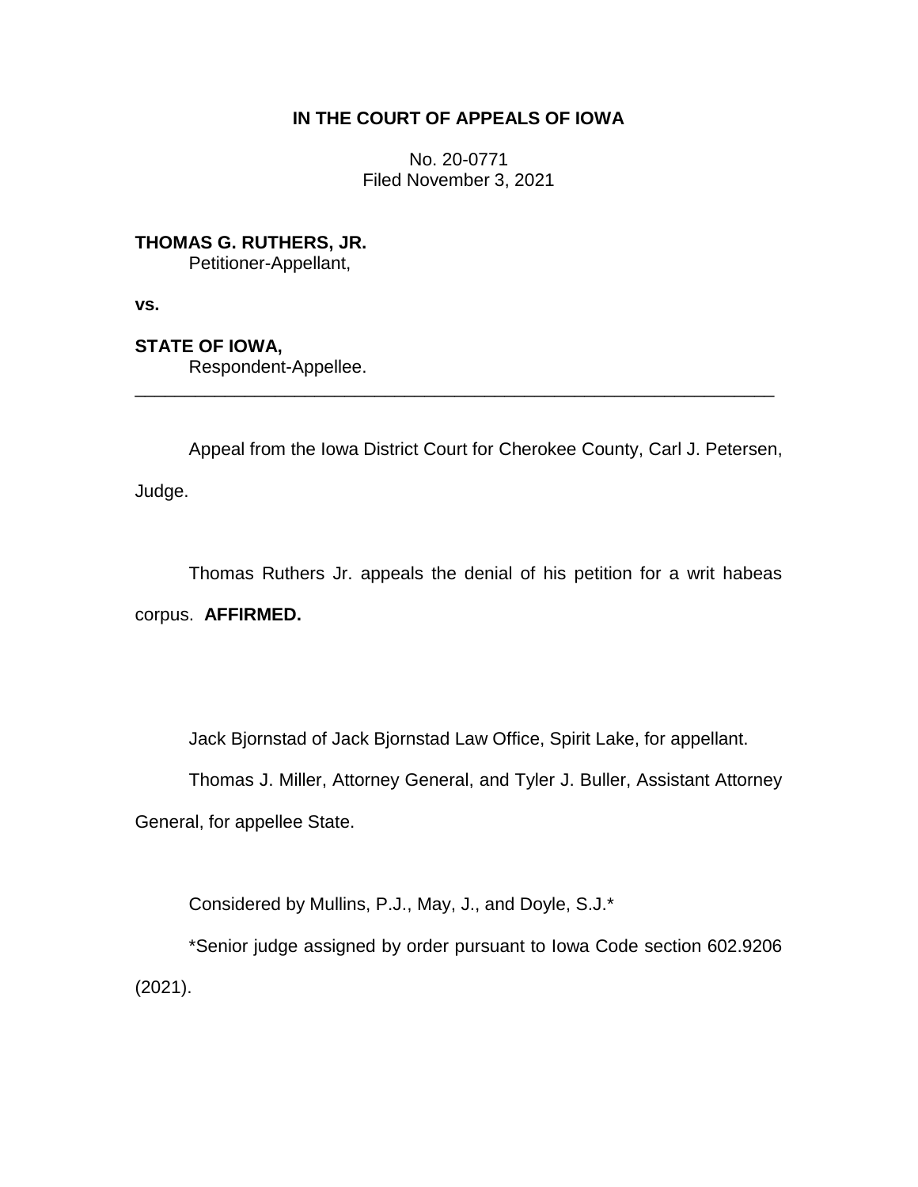**IN THE COURT OF APPEALS OF IOWA**

No. 20-0771
Filed November 3, 2021

**THOMAS G. RUTHERS, JR.**
Petitioner-Appellant,

**vs.**

**STATE OF IOWA,**
Respondent-Appellee.

---

Appeal from the Iowa District Court for Cherokee County, Carl J. Petersen, Judge.

Thomas Ruthers Jr. appeals the denial of his petition for a writ habeas corpus. **AFFIRMED.**

Jack Bjornstad of Jack Bjornstad Law Office, Spirit Lake, for appellant.

Thomas J. Miller, Attorney General, and Tyler J. Buller, Assistant Attorney General, for appellee State.

Considered by Mullins, P.J., May, J., and Doyle, S.J.*

*Senior judge assigned by order pursuant to Iowa Code section 602.9206 (2021).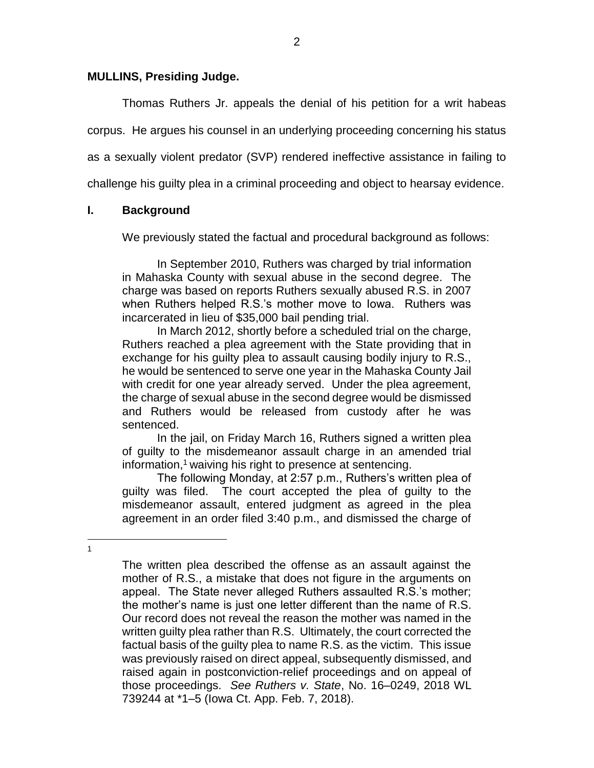**MULLINS, Presiding Judge.**

Thomas Ruthers Jr. appeals the denial of his petition for a writ habeas corpus. He argues his counsel in an underlying proceeding concerning his status as a sexually violent predator (SVP) rendered ineffective assistance in failing to challenge his guilty plea in a criminal proceeding and object to hearsay evidence.

## I. Background

We previously stated the factual and procedural background as follows:

> In September 2010, Ruthers was charged by trial information in Mahaska County with sexual abuse in the second degree. The charge was based on reports Ruthers sexually abused R.S. in 2007 when Ruthers helped R.S.'s mother move to Iowa. Ruthers was incarcerated in lieu of $35,000 bail pending trial.
>
> In March 2012, shortly before a scheduled trial on the charge, Ruthers reached a plea agreement with the State providing that in exchange for his guilty plea to assault causing bodily injury to R.S., he would be sentenced to serve one year in the Mahaska County Jail with credit for one year already served. Under the plea agreement, the charge of sexual abuse in the second degree would be dismissed and Ruthers would be released from custody after he was sentenced.
>
> In the jail, on Friday March 16, Ruthers signed a written plea of guilty to the misdemeanor assault charge in an amended trial information,[1] waiving his right to presence at sentencing.
>
> The following Monday, at 2:57 p.m., Ruthers's written plea of guilty was filed. The court accepted the plea of guilty to the misdemeanor assault, entered judgment as agreed in the plea agreement in an order filed 3:40 p.m., and dismissed the charge of

[1] The written plea described the offense as an assault against the mother of R.S., a mistake that does not figure in the arguments on appeal. The State never alleged Ruthers assaulted R.S.'s mother; the mother's name is just one letter different than the name of R.S. Our record does not reveal the reason the mother was named in the written guilty plea rather than R.S. Ultimately, the court corrected the factual basis of the guilty plea to name R.S. as the victim. This issue was previously raised on direct appeal, subsequently dismissed, and raised again in postconviction-relief proceedings and on appeal of those proceedings. *See Ruthers v. State*, No. 16–0249, 2018 WL 739244 at *1–5 (Iowa Ct. App. Feb. 7, 2018).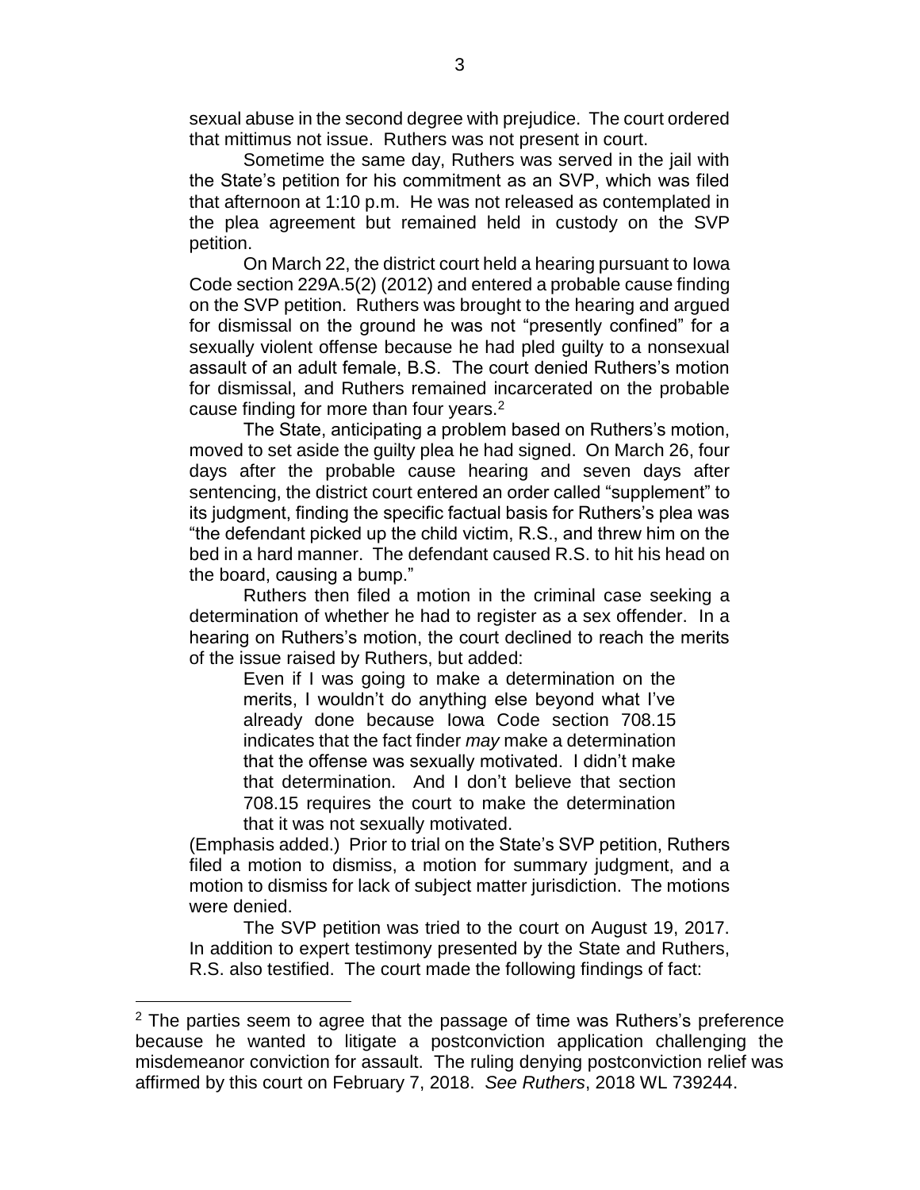sexual abuse in the second degree with prejudice. The court ordered that mittimus not issue. Ruthers was not present in court.

Sometime the same day, Ruthers was served in the jail with the State's petition for his commitment as an SVP, which was filed that afternoon at 1:10 p.m. He was not released as contemplated in the plea agreement but remained held in custody on the SVP petition.

On March 22, the district court held a hearing pursuant to Iowa Code section 229A.5(2) (2012) and entered a probable cause finding on the SVP petition. Ruthers was brought to the hearing and argued for dismissal on the ground he was not "presently confined" for a sexually violent offense because he had pled guilty to a nonsexual assault of an adult female, B.S. The court denied Ruthers's motion for dismissal, and Ruthers remained incarcerated on the probable cause finding for more than four years.[2]

The State, anticipating a problem based on Ruthers's motion, moved to set aside the guilty plea he had signed. On March 26, four days after the probable cause hearing and seven days after sentencing, the district court entered an order called "supplement" to its judgment, finding the specific factual basis for Ruthers's plea was "the defendant picked up the child victim, R.S., and threw him on the bed in a hard manner. The defendant caused R.S. to hit his head on the board, causing a bump."

Ruthers then filed a motion in the criminal case seeking a determination of whether he had to register as a sex offender. In a hearing on Ruthers's motion, the court declined to reach the merits of the issue raised by Ruthers, but added:

> Even if I was going to make a determination on the merits, I wouldn't do anything else beyond what I've already done because Iowa Code section 708.15 indicates that the fact finder *may* make a determination that the offense was sexually motivated. I didn't make that determination. And I don't believe that section 708.15 requires the court to make the determination that it was not sexually motivated.

(Emphasis added.) Prior to trial on the State's SVP petition, Ruthers filed a motion to dismiss, a motion for summary judgment, and a motion to dismiss for lack of subject matter jurisdiction. The motions were denied.

The SVP petition was tried to the court on August 19, 2017. In addition to expert testimony presented by the State and Ruthers, R.S. also testified. The court made the following findings of fact:

---

[2] The parties seem to agree that the passage of time was Ruthers's preference because he wanted to litigate a postconviction application challenging the misdemeanor conviction for assault. The ruling denying postconviction relief was affirmed by this court on February 7, 2018. *See Ruthers*, 2018 WL 739244.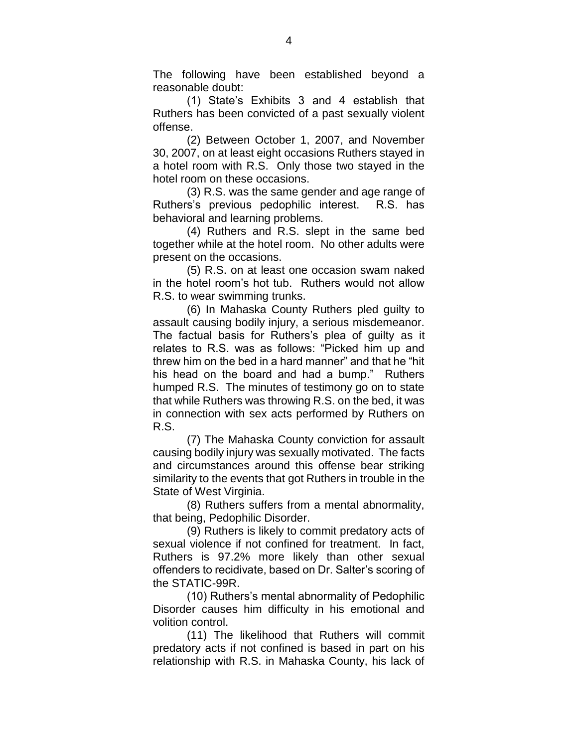The following have been established beyond a reasonable doubt:

(1) State's Exhibits 3 and 4 establish that Ruthers has been convicted of a past sexually violent offense.

(2) Between October 1, 2007, and November 30, 2007, on at least eight occasions Ruthers stayed in a hotel room with R.S. Only those two stayed in the hotel room on these occasions.

(3) R.S. was the same gender and age range of Ruthers's previous pedophilic interest. R.S. has behavioral and learning problems.

(4) Ruthers and R.S. slept in the same bed together while at the hotel room. No other adults were present on the occasions.

(5) R.S. on at least one occasion swam naked in the hotel room's hot tub. Ruthers would not allow R.S. to wear swimming trunks.

(6) In Mahaska County Ruthers pled guilty to assault causing bodily injury, a serious misdemeanor. The factual basis for Ruthers's plea of guilty as it relates to R.S. was as follows: "Picked him up and threw him on the bed in a hard manner" and that he "hit his head on the board and had a bump." Ruthers humped R.S. The minutes of testimony go on to state that while Ruthers was throwing R.S. on the bed, it was in connection with sex acts performed by Ruthers on R.S.

(7) The Mahaska County conviction for assault causing bodily injury was sexually motivated. The facts and circumstances around this offense bear striking similarity to the events that got Ruthers in trouble in the State of West Virginia.

(8) Ruthers suffers from a mental abnormality, that being, Pedophilic Disorder.

(9) Ruthers is likely to commit predatory acts of sexual violence if not confined for treatment. In fact, Ruthers is 97.2% more likely than other sexual offenders to recidivate, based on Dr. Salter's scoring of the STATIC-99R.

(10) Ruthers's mental abnormality of Pedophilic Disorder causes him difficulty in his emotional and volition control.

(11) The likelihood that Ruthers will commit predatory acts if not confined is based in part on his relationship with R.S. in Mahaska County, his lack of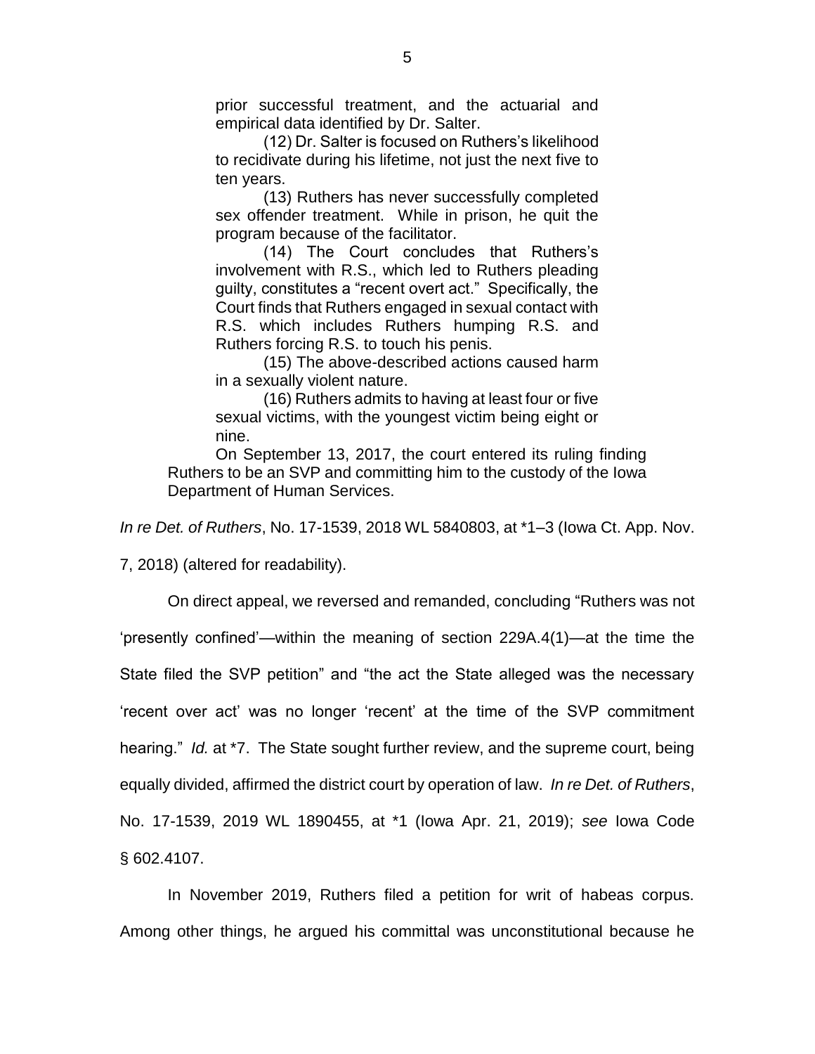> prior successful treatment, and the actuarial and empirical data identified by Dr. Salter.
>
> (12) Dr. Salter is focused on Ruthers's likelihood to recidivate during his lifetime, not just the next five to ten years.
>
> (13) Ruthers has never successfully completed sex offender treatment. While in prison, he quit the program because of the facilitator.
>
> (14) The Court concludes that Ruthers's involvement with R.S., which led to Ruthers pleading guilty, constitutes a "recent overt act." Specifically, the Court finds that Ruthers engaged in sexual contact with R.S. which includes Ruthers humping R.S. and Ruthers forcing R.S. to touch his penis.
>
> (15) The above-described actions caused harm in a sexually violent nature.
>
> (16) Ruthers admits to having at least four or five sexual victims, with the youngest victim being eight or nine.
>
> On September 13, 2017, the court entered its ruling finding Ruthers to be an SVP and committing him to the custody of the Iowa Department of Human Services.

*In re Det. of Ruthers*, No. 17-1539, 2018 WL 5840803, at *1–3 (Iowa Ct. App. Nov. 7, 2018) (altered for readability).

On direct appeal, we reversed and remanded, concluding "Ruthers was not 'presently confined'—within the meaning of section 229A.4(1)—at the time the State filed the SVP petition" and "the act the State alleged was the necessary 'recent over act' was no longer 'recent' at the time of the SVP commitment hearing." *Id.* at *7. The State sought further review, and the supreme court, being equally divided, affirmed the district court by operation of law. *In re Det. of Ruthers*, No. 17-1539, 2019 WL 1890455, at *1 (Iowa Apr. 21, 2019); *see* Iowa Code § 602.4107.

In November 2019, Ruthers filed a petition for writ of habeas corpus. Among other things, he argued his committal was unconstitutional because he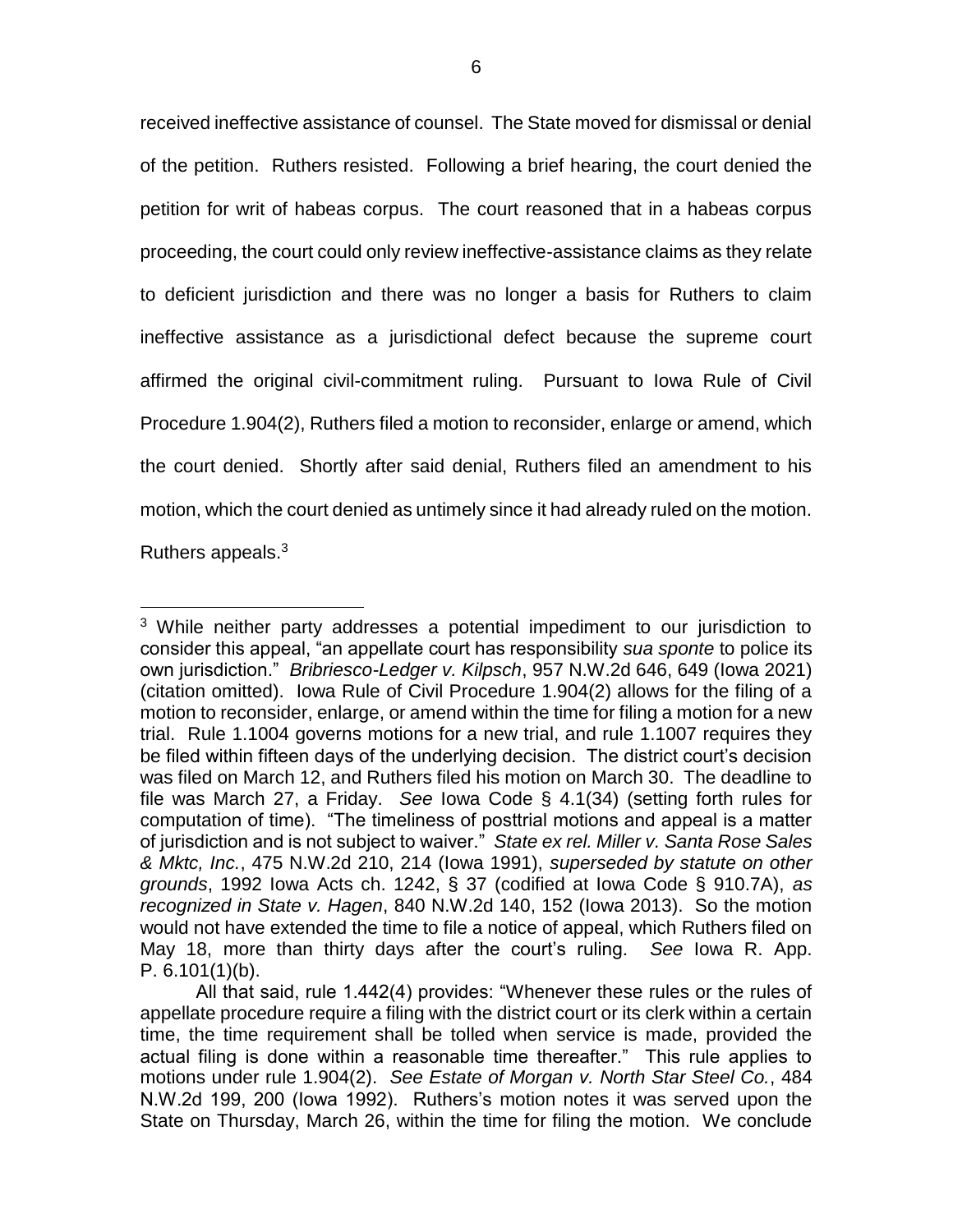received ineffective assistance of counsel. The State moved for dismissal or denial of the petition. Ruthers resisted. Following a brief hearing, the court denied the petition for writ of habeas corpus. The court reasoned that in a habeas corpus proceeding, the court could only review ineffective-assistance claims as they relate to deficient jurisdiction and there was no longer a basis for Ruthers to claim ineffective assistance as a jurisdictional defect because the supreme court affirmed the original civil-commitment ruling. Pursuant to Iowa Rule of Civil Procedure 1.904(2), Ruthers filed a motion to reconsider, enlarge or amend, which the court denied. Shortly after said denial, Ruthers filed an amendment to his motion, which the court denied as untimely since it had already ruled on the motion. Ruthers appeals.[3]

---

[3] While neither party addresses a potential impediment to our jurisdiction to consider this appeal, "an appellate court has responsibility *sua sponte* to police its own jurisdiction." *Bribriesco-Ledger v. Kilpsch*, 957 N.W.2d 646, 649 (Iowa 2021) (citation omitted). Iowa Rule of Civil Procedure 1.904(2) allows for the filing of a motion to reconsider, enlarge, or amend within the time for filing a motion for a new trial. Rule 1.1004 governs motions for a new trial, and rule 1.1007 requires they be filed within fifteen days of the underlying decision. The district court's decision was filed on March 12, and Ruthers filed his motion on March 30. The deadline to file was March 27, a Friday. *See* Iowa Code § 4.1(34) (setting forth rules for computation of time). "The timeliness of posttrial motions and appeal is a matter of jurisdiction and is not subject to waiver." *State ex rel. Miller v. Santa Rose Sales & Mktc, Inc.*, 475 N.W.2d 210, 214 (Iowa 1991), *superseded by statute on other grounds*, 1992 Iowa Acts ch. 1242, § 37 (codified at Iowa Code § 910.7A), *as recognized in State v. Hagen*, 840 N.W.2d 140, 152 (Iowa 2013). So the motion would not have extended the time to file a notice of appeal, which Ruthers filed on May 18, more than thirty days after the court's ruling. *See* Iowa R. App. P. 6.101(1)(b).

All that said, rule 1.442(4) provides: "Whenever these rules or the rules of appellate procedure require a filing with the district court or its clerk within a certain time, the time requirement shall be tolled when service is made, provided the actual filing is done within a reasonable time thereafter." This rule applies to motions under rule 1.904(2). *See Estate of Morgan v. North Star Steel Co.*, 484 N.W.2d 199, 200 (Iowa 1992). Ruthers's motion notes it was served upon the State on Thursday, March 26, within the time for filing the motion. We conclude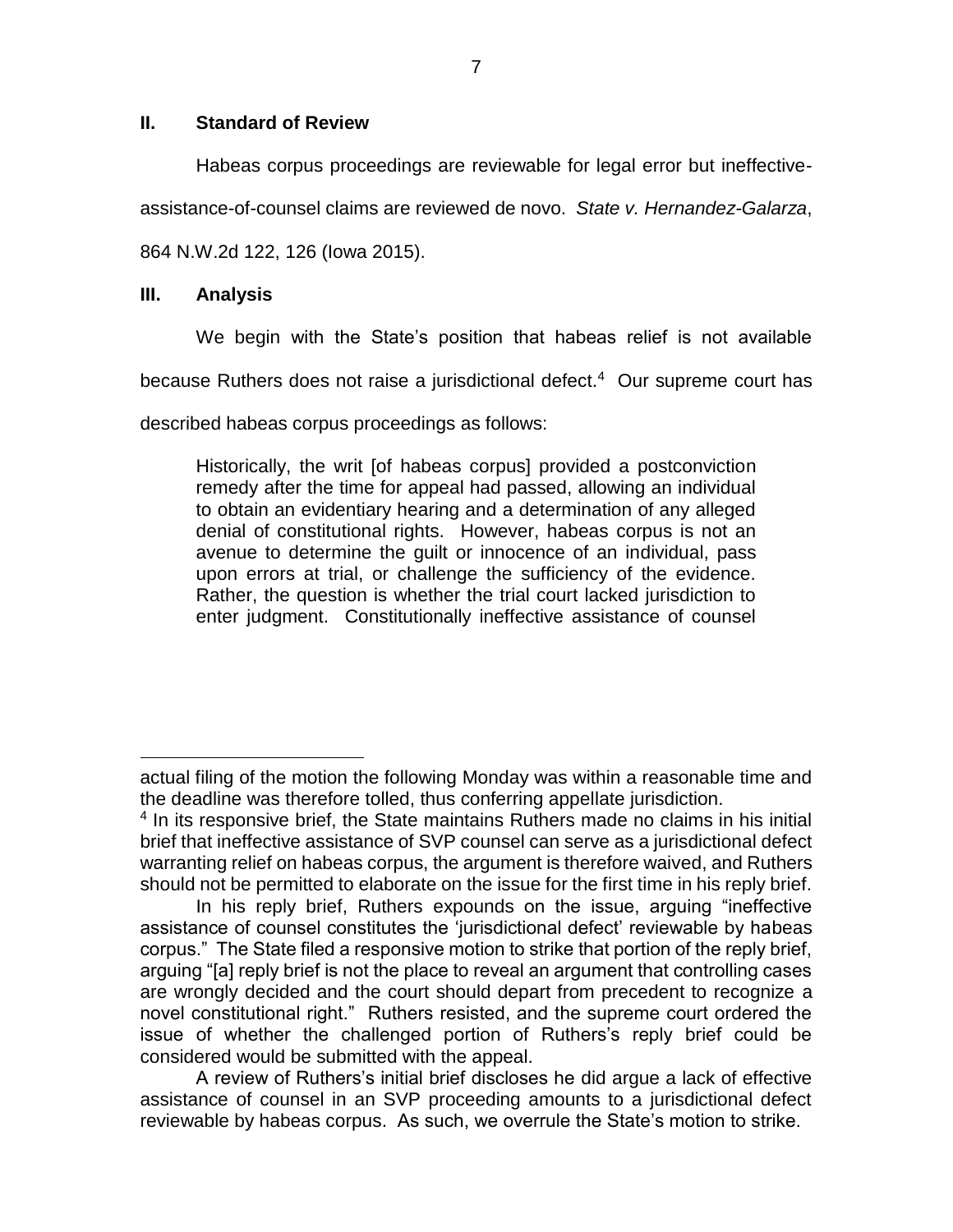## II. Standard of Review

Habeas corpus proceedings are reviewable for legal error but ineffective-assistance-of-counsel claims are reviewed de novo. *State v. Hernandez-Galarza*, 864 N.W.2d 122, 126 (Iowa 2015).

## III. Analysis

We begin with the State's position that habeas relief is not available because Ruthers does not raise a jurisdictional defect.[4] Our supreme court has described habeas corpus proceedings as follows:

> Historically, the writ [of habeas corpus] provided a postconviction remedy after the time for appeal had passed, allowing an individual to obtain an evidentiary hearing and a determination of any alleged denial of constitutional rights. However, habeas corpus is not an avenue to determine the guilt or innocence of an individual, pass upon errors at trial, or challenge the sufficiency of the evidence. Rather, the question is whether the trial court lacked jurisdiction to enter judgment. Constitutionally ineffective assistance of counsel

---

actual filing of the motion the following Monday was within a reasonable time and the deadline was therefore tolled, thus conferring appellate jurisdiction.

[4] In its responsive brief, the State maintains Ruthers made no claims in his initial brief that ineffective assistance of SVP counsel can serve as a jurisdictional defect warranting relief on habeas corpus, the argument is therefore waived, and Ruthers should not be permitted to elaborate on the issue for the first time in his reply brief.

In his reply brief, Ruthers expounds on the issue, arguing "ineffective assistance of counsel constitutes the 'jurisdictional defect' reviewable by habeas corpus." The State filed a responsive motion to strike that portion of the reply brief, arguing "[a] reply brief is not the place to reveal an argument that controlling cases are wrongly decided and the court should depart from precedent to recognize a novel constitutional right." Ruthers resisted, and the supreme court ordered the issue of whether the challenged portion of Ruthers's reply brief could be considered would be submitted with the appeal.

A review of Ruthers's initial brief discloses he did argue a lack of effective assistance of counsel in an SVP proceeding amounts to a jurisdictional defect reviewable by habeas corpus. As such, we overrule the State's motion to strike.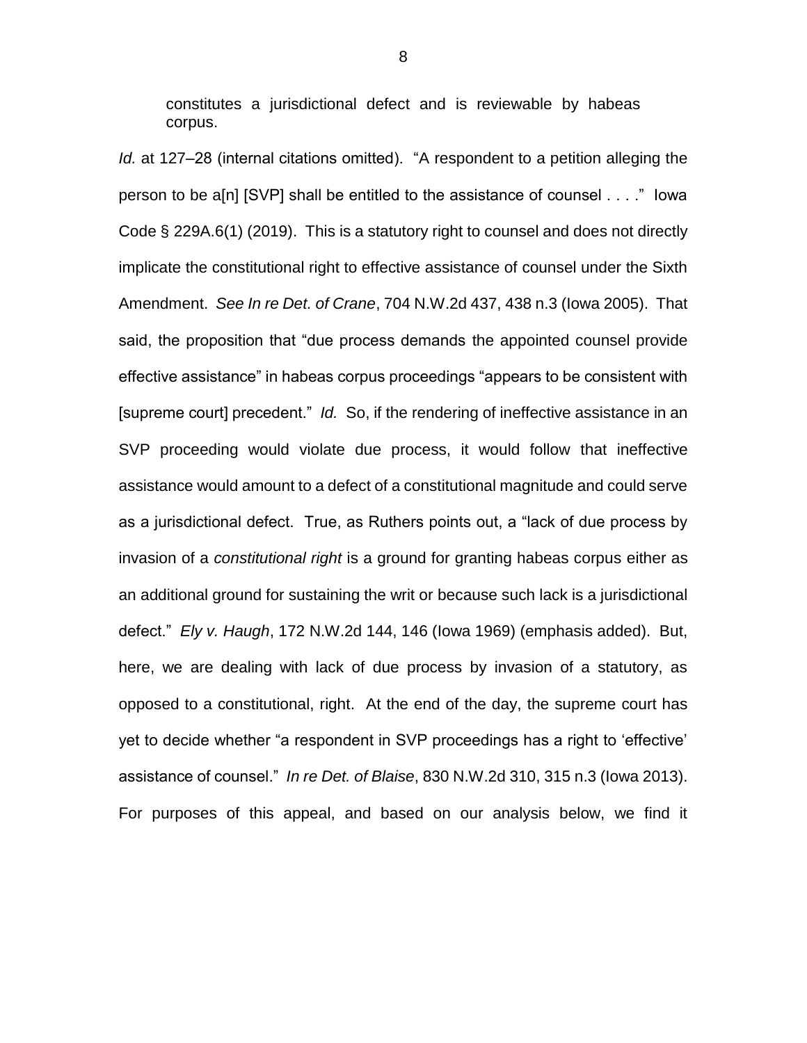> constitutes a jurisdictional defect and is reviewable by habeas corpus.

*Id.* at 127–28 (internal citations omitted). "A respondent to a petition alleging the person to be a[n] [SVP] shall be entitled to the assistance of counsel . . . ." Iowa Code § 229A.6(1) (2019). This is a statutory right to counsel and does not directly implicate the constitutional right to effective assistance of counsel under the Sixth Amendment. *See In re Det. of Crane*, 704 N.W.2d 437, 438 n.3 (Iowa 2005). That said, the proposition that "due process demands the appointed counsel provide effective assistance" in habeas corpus proceedings "appears to be consistent with [supreme court] precedent." *Id.* So, if the rendering of ineffective assistance in an SVP proceeding would violate due process, it would follow that ineffective assistance would amount to a defect of a constitutional magnitude and could serve as a jurisdictional defect. True, as Ruthers points out, a "lack of due process by invasion of a *constitutional right* is a ground for granting habeas corpus either as an additional ground for sustaining the writ or because such lack is a jurisdictional defect." *Ely v. Haugh*, 172 N.W.2d 144, 146 (Iowa 1969) (emphasis added). But, here, we are dealing with lack of due process by invasion of a statutory, as opposed to a constitutional, right. At the end of the day, the supreme court has yet to decide whether "a respondent in SVP proceedings has a right to 'effective' assistance of counsel." *In re Det. of Blaise*, 830 N.W.2d 310, 315 n.3 (Iowa 2013). For purposes of this appeal, and based on our analysis below, we find it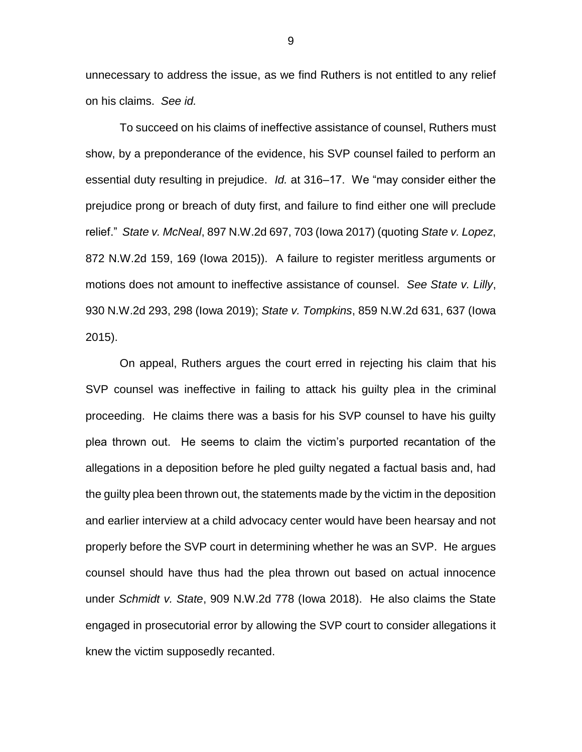unnecessary to address the issue, as we find Ruthers is not entitled to any relief on his claims. *See id.*

To succeed on his claims of ineffective assistance of counsel, Ruthers must show, by a preponderance of the evidence, his SVP counsel failed to perform an essential duty resulting in prejudice. *Id.* at 316–17. We "may consider either the prejudice prong or breach of duty first, and failure to find either one will preclude relief." *State v. McNeal*, 897 N.W.2d 697, 703 (Iowa 2017) (quoting *State v. Lopez*, 872 N.W.2d 159, 169 (Iowa 2015)). A failure to register meritless arguments or motions does not amount to ineffective assistance of counsel. *See State v. Lilly*, 930 N.W.2d 293, 298 (Iowa 2019); *State v. Tompkins*, 859 N.W.2d 631, 637 (Iowa 2015).

On appeal, Ruthers argues the court erred in rejecting his claim that his SVP counsel was ineffective in failing to attack his guilty plea in the criminal proceeding. He claims there was a basis for his SVP counsel to have his guilty plea thrown out. He seems to claim the victim's purported recantation of the allegations in a deposition before he pled guilty negated a factual basis and, had the guilty plea been thrown out, the statements made by the victim in the deposition and earlier interview at a child advocacy center would have been hearsay and not properly before the SVP court in determining whether he was an SVP. He argues counsel should have thus had the plea thrown out based on actual innocence under *Schmidt v. State*, 909 N.W.2d 778 (Iowa 2018). He also claims the State engaged in prosecutorial error by allowing the SVP court to consider allegations it knew the victim supposedly recanted.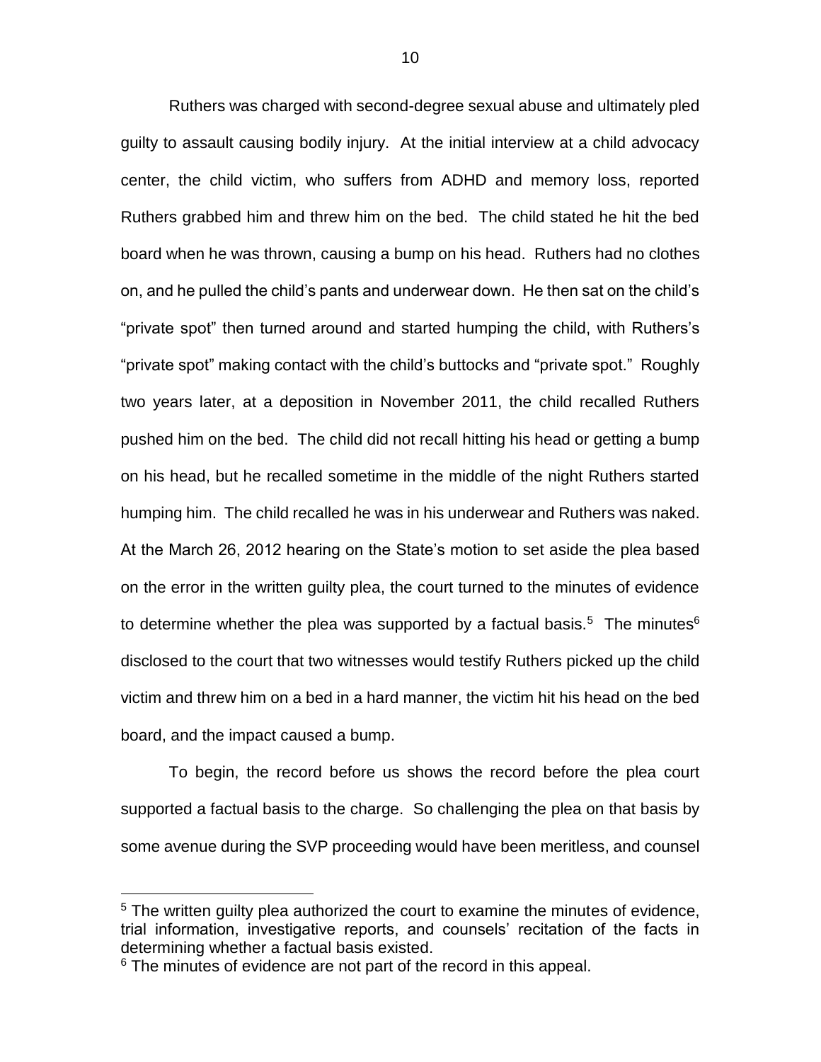Ruthers was charged with second-degree sexual abuse and ultimately pled guilty to assault causing bodily injury. At the initial interview at a child advocacy center, the child victim, who suffers from ADHD and memory loss, reported Ruthers grabbed him and threw him on the bed. The child stated he hit the bed board when he was thrown, causing a bump on his head. Ruthers had no clothes on, and he pulled the child's pants and underwear down. He then sat on the child's "private spot" then turned around and started humping the child, with Ruthers's "private spot" making contact with the child's buttocks and "private spot." Roughly two years later, at a deposition in November 2011, the child recalled Ruthers pushed him on the bed. The child did not recall hitting his head or getting a bump on his head, but he recalled sometime in the middle of the night Ruthers started humping him. The child recalled he was in his underwear and Ruthers was naked. At the March 26, 2012 hearing on the State's motion to set aside the plea based on the error in the written guilty plea, the court turned to the minutes of evidence to determine whether the plea was supported by a factual basis.[5] The minutes[6] disclosed to the court that two witnesses would testify Ruthers picked up the child victim and threw him on a bed in a hard manner, the victim hit his head on the bed board, and the impact caused a bump.

To begin, the record before us shows the record before the plea court supported a factual basis to the charge. So challenging the plea on that basis by some avenue during the SVP proceeding would have been meritless, and counsel

---

[5] The written guilty plea authorized the court to examine the minutes of evidence, trial information, investigative reports, and counsels' recitation of the facts in determining whether a factual basis existed.

[6] The minutes of evidence are not part of the record in this appeal.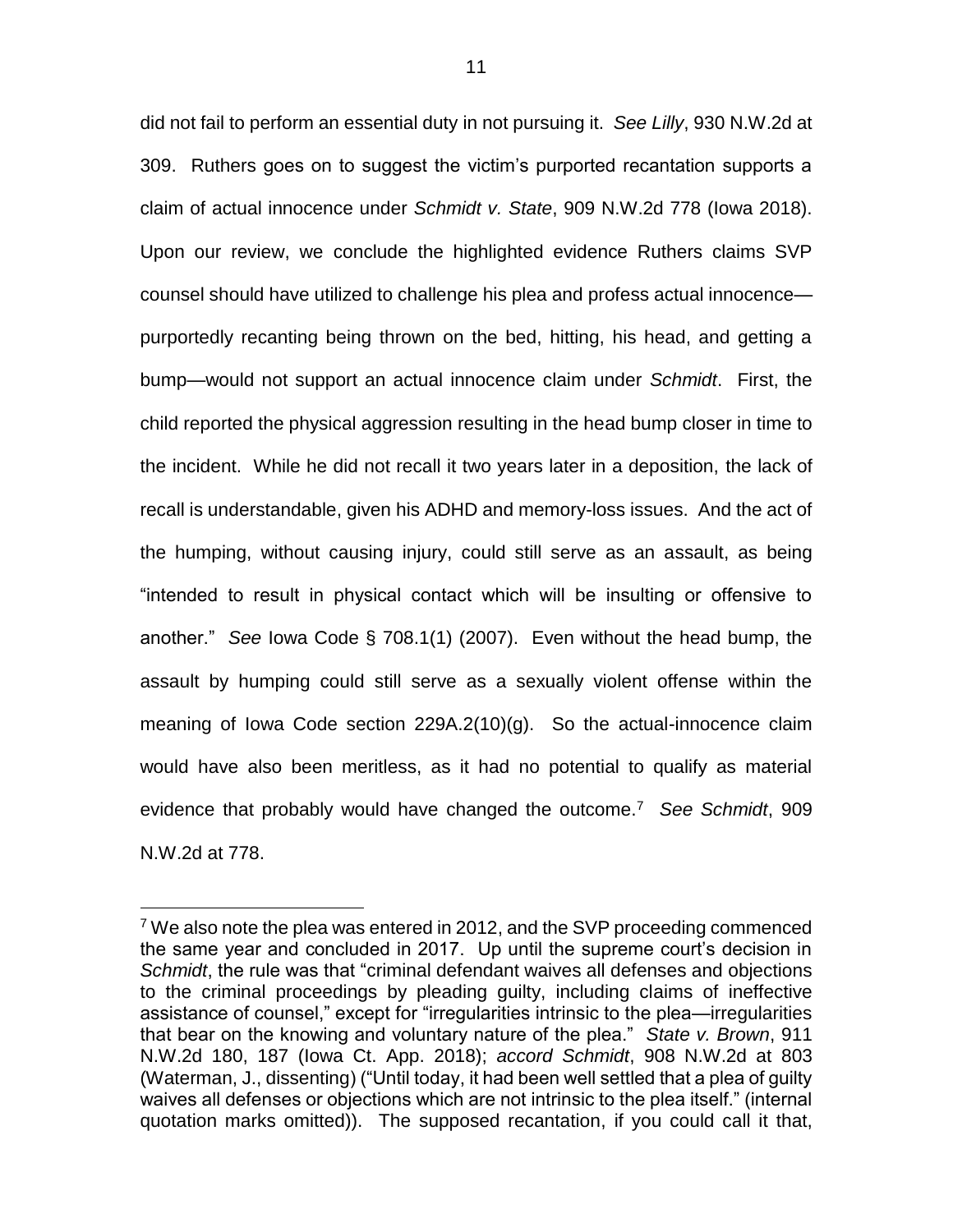did not fail to perform an essential duty in not pursuing it. *See Lilly*, 930 N.W.2d at 309. Ruthers goes on to suggest the victim's purported recantation supports a claim of actual innocence under *Schmidt v. State*, 909 N.W.2d 778 (Iowa 2018). Upon our review, we conclude the highlighted evidence Ruthers claims SVP counsel should have utilized to challenge his plea and profess actual innocence—purportedly recanting being thrown on the bed, hitting, his head, and getting a bump—would not support an actual innocence claim under *Schmidt*. First, the child reported the physical aggression resulting in the head bump closer in time to the incident. While he did not recall it two years later in a deposition, the lack of recall is understandable, given his ADHD and memory-loss issues. And the act of the humping, without causing injury, could still serve as an assault, as being "intended to result in physical contact which will be insulting or offensive to another." *See* Iowa Code § 708.1(1) (2007). Even without the head bump, the assault by humping could still serve as a sexually violent offense within the meaning of Iowa Code section 229A.2(10)(g). So the actual-innocence claim would have also been meritless, as it had no potential to qualify as material evidence that probably would have changed the outcome.[7] *See Schmidt*, 909 N.W.2d at 778.

---

[7] We also note the plea was entered in 2012, and the SVP proceeding commenced the same year and concluded in 2017. Up until the supreme court's decision in *Schmidt*, the rule was that "criminal defendant waives all defenses and objections to the criminal proceedings by pleading guilty, including claims of ineffective assistance of counsel," except for "irregularities intrinsic to the plea—irregularities that bear on the knowing and voluntary nature of the plea." *State v. Brown*, 911 N.W.2d 180, 187 (Iowa Ct. App. 2018); *accord Schmidt*, 908 N.W.2d at 803 (Waterman, J., dissenting) ("Until today, it had been well settled that a plea of guilty waives all defenses or objections which are not intrinsic to the plea itself." (internal quotation marks omitted)). The supposed recantation, if you could call it that,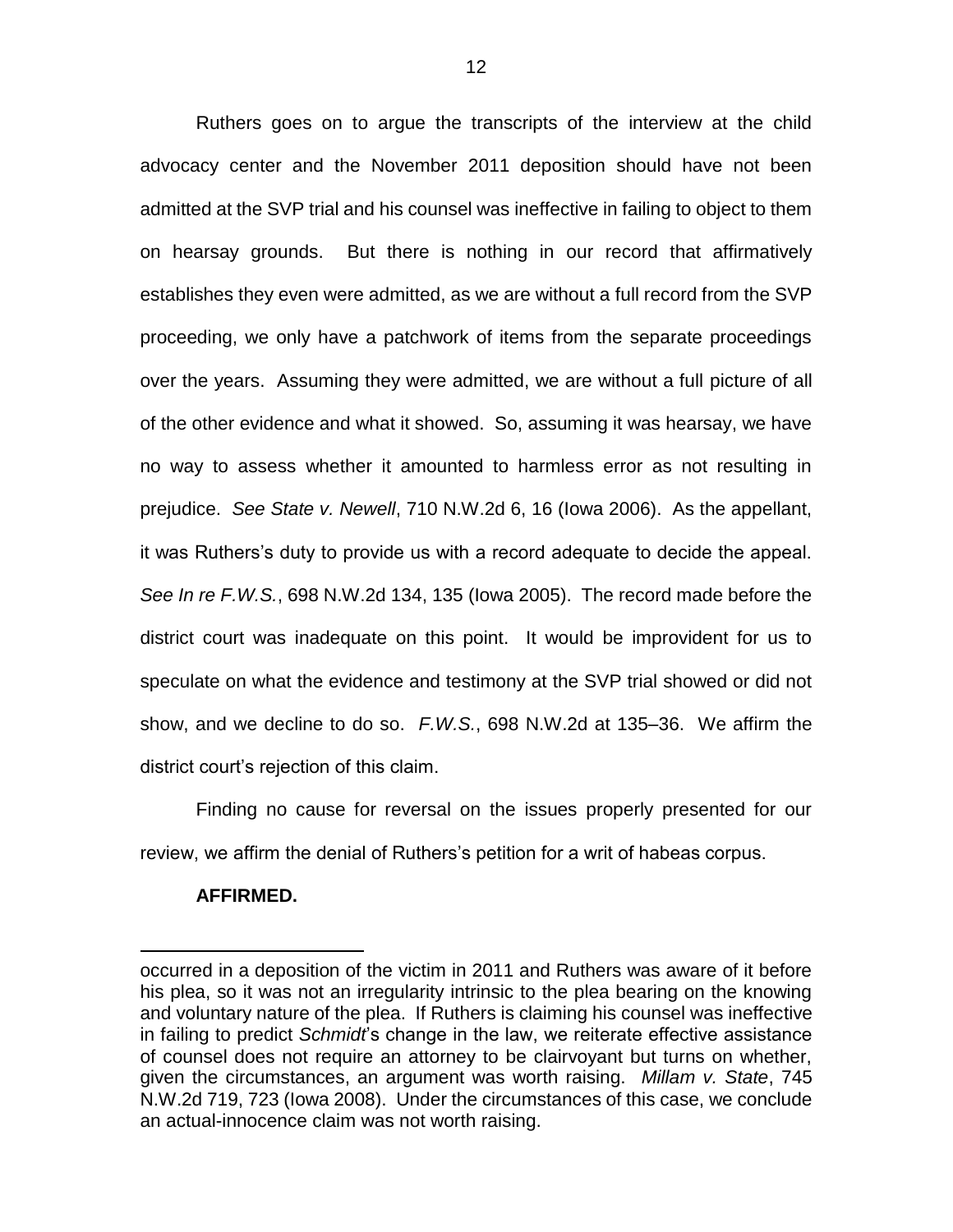Ruthers goes on to argue the transcripts of the interview at the child advocacy center and the November 2011 deposition should have not been admitted at the SVP trial and his counsel was ineffective in failing to object to them on hearsay grounds. But there is nothing in our record that affirmatively establishes they even were admitted, as we are without a full record from the SVP proceeding, we only have a patchwork of items from the separate proceedings over the years. Assuming they were admitted, we are without a full picture of all of the other evidence and what it showed. So, assuming it was hearsay, we have no way to assess whether it amounted to harmless error as not resulting in prejudice. *See State v. Newell*, 710 N.W.2d 6, 16 (Iowa 2006). As the appellant, it was Ruthers's duty to provide us with a record adequate to decide the appeal. *See In re F.W.S.*, 698 N.W.2d 134, 135 (Iowa 2005). The record made before the district court was inadequate on this point. It would be improvident for us to speculate on what the evidence and testimony at the SVP trial showed or did not show, and we decline to do so. *F.W.S.*, 698 N.W.2d at 135–36. We affirm the district court's rejection of this claim.

Finding no cause for reversal on the issues properly presented for our review, we affirm the denial of Ruthers's petition for a writ of habeas corpus.

**AFFIRMED.**

---

occurred in a deposition of the victim in 2011 and Ruthers was aware of it before his plea, so it was not an irregularity intrinsic to the plea bearing on the knowing and voluntary nature of the plea. If Ruthers is claiming his counsel was ineffective in failing to predict *Schmidt*'s change in the law, we reiterate effective assistance of counsel does not require an attorney to be clairvoyant but turns on whether, given the circumstances, an argument was worth raising. *Millam v. State*, 745 N.W.2d 719, 723 (Iowa 2008). Under the circumstances of this case, we conclude an actual-innocence claim was not worth raising.